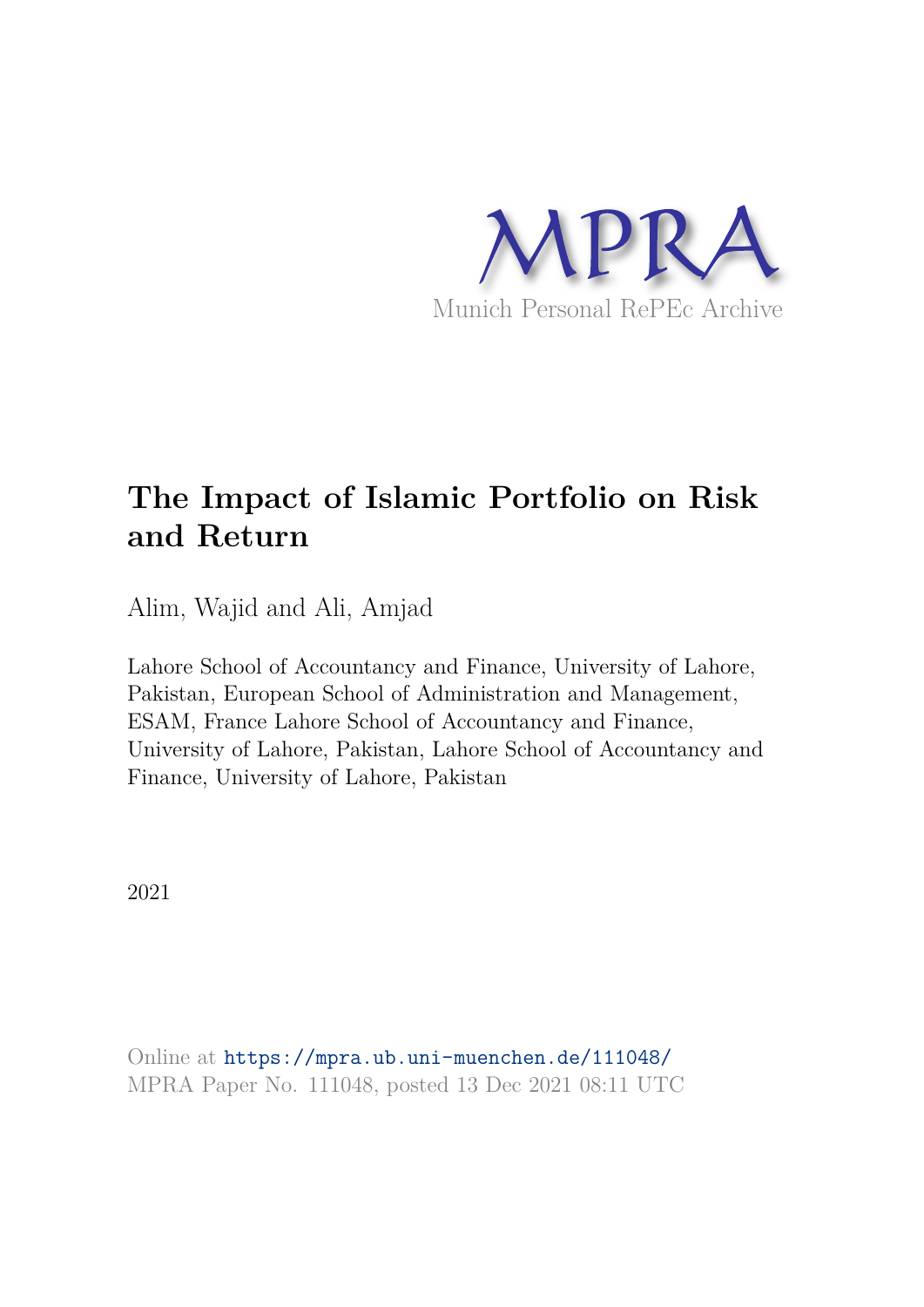MPRA

Munich Personal RePEc Archive

# The Impact of Islamic Portfolio on Risk and Return

Alim, Wajid and Ali, Amjad

Lahore School of Accountancy and Finance, University of Lahore, Pakistan, European School of Administration and Management, ESAM, France Lahore School of Accountancy and Finance, University of Lahore, Pakistan, Lahore School of Accountancy and Finance, University of Lahore, Pakistan

2021

Online at https://mpra.ub.uni-muenchen.de/111048/
MPRA Paper No. 111048, posted 13 Dec 2021 08:11 UTC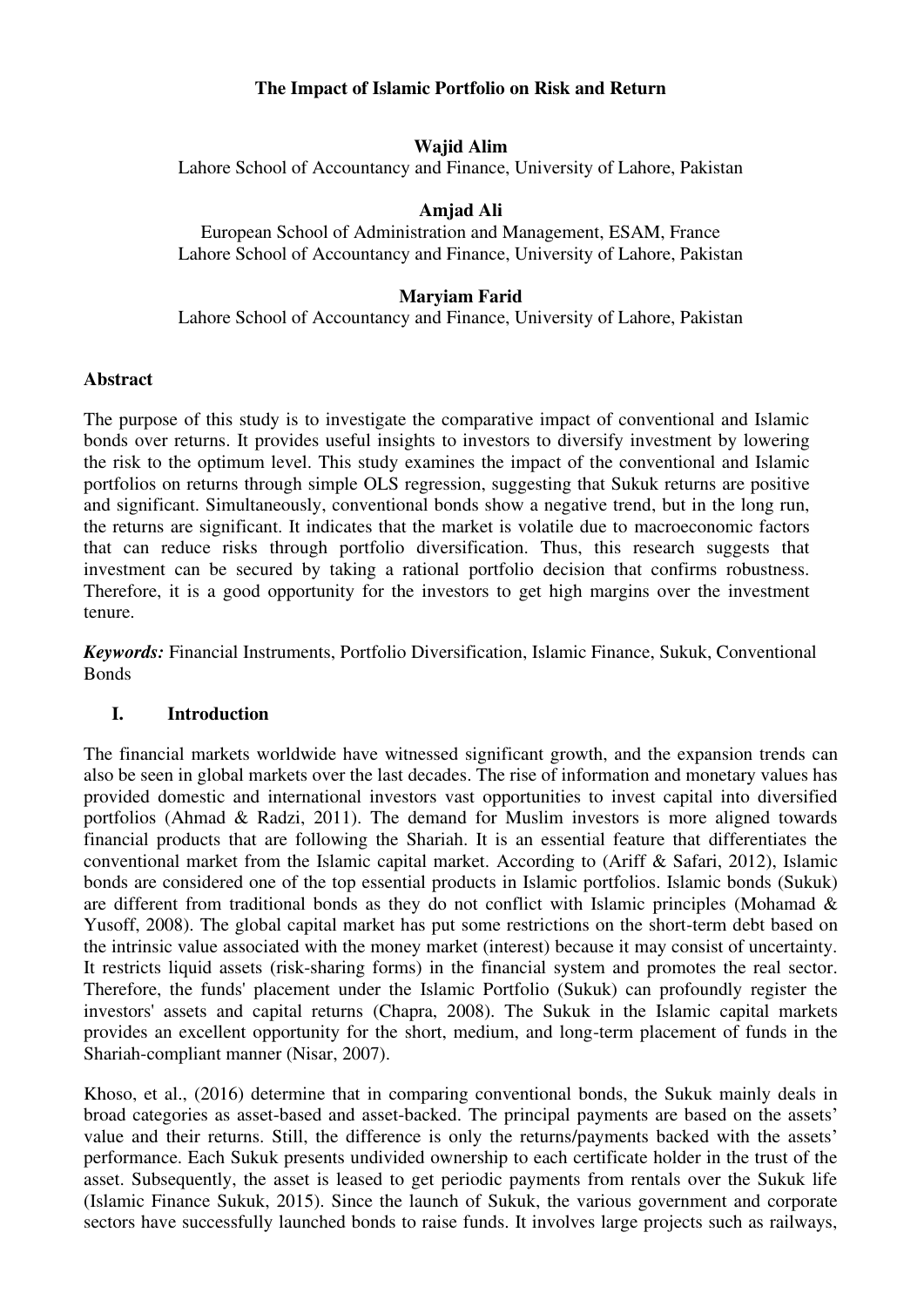# The Impact of Islamic Portfolio on Risk and Return

**Wajid Alim**
Lahore School of Accountancy and Finance, University of Lahore, Pakistan

**Amjad Ali**
European School of Administration and Management, ESAM, France
Lahore School of Accountancy and Finance, University of Lahore, Pakistan

**Maryiam Farid**
Lahore School of Accountancy and Finance, University of Lahore, Pakistan

## Abstract

The purpose of this study is to investigate the comparative impact of conventional and Islamic bonds over returns. It provides useful insights to investors to diversify investment by lowering the risk to the optimum level. This study examines the impact of the conventional and Islamic portfolios on returns through simple OLS regression, suggesting that Sukuk returns are positive and significant. Simultaneously, conventional bonds show a negative trend, but in the long run, the returns are significant. It indicates that the market is volatile due to macroeconomic factors that can reduce risks through portfolio diversification. Thus, this research suggests that investment can be secured by taking a rational portfolio decision that confirms robustness. Therefore, it is a good opportunity for the investors to get high margins over the investment tenure.

***Keywords:*** Financial Instruments, Portfolio Diversification, Islamic Finance, Sukuk, Conventional Bonds

## I. Introduction

The financial markets worldwide have witnessed significant growth, and the expansion trends can also be seen in global markets over the last decades. The rise of information and monetary values has provided domestic and international investors vast opportunities to invest capital into diversified portfolios (Ahmad & Radzi, 2011). The demand for Muslim investors is more aligned towards financial products that are following the Shariah. It is an essential feature that differentiates the conventional market from the Islamic capital market. According to (Ariff & Safari, 2012), Islamic bonds are considered one of the top essential products in Islamic portfolios. Islamic bonds (Sukuk) are different from traditional bonds as they do not conflict with Islamic principles (Mohamad & Yusoff, 2008). The global capital market has put some restrictions on the short-term debt based on the intrinsic value associated with the money market (interest) because it may consist of uncertainty. It restricts liquid assets (risk-sharing forms) in the financial system and promotes the real sector. Therefore, the funds' placement under the Islamic Portfolio (Sukuk) can profoundly register the investors' assets and capital returns (Chapra, 2008). The Sukuk in the Islamic capital markets provides an excellent opportunity for the short, medium, and long-term placement of funds in the Shariah-compliant manner (Nisar, 2007).

Khoso, et al., (2016) determine that in comparing conventional bonds, the Sukuk mainly deals in broad categories as asset-based and asset-backed. The principal payments are based on the assets' value and their returns. Still, the difference is only the returns/payments backed with the assets' performance. Each Sukuk presents undivided ownership to each certificate holder in the trust of the asset. Subsequently, the asset is leased to get periodic payments from rentals over the Sukuk life (Islamic Finance Sukuk, 2015). Since the launch of Sukuk, the various government and corporate sectors have successfully launched bonds to raise funds. It involves large projects such as railways,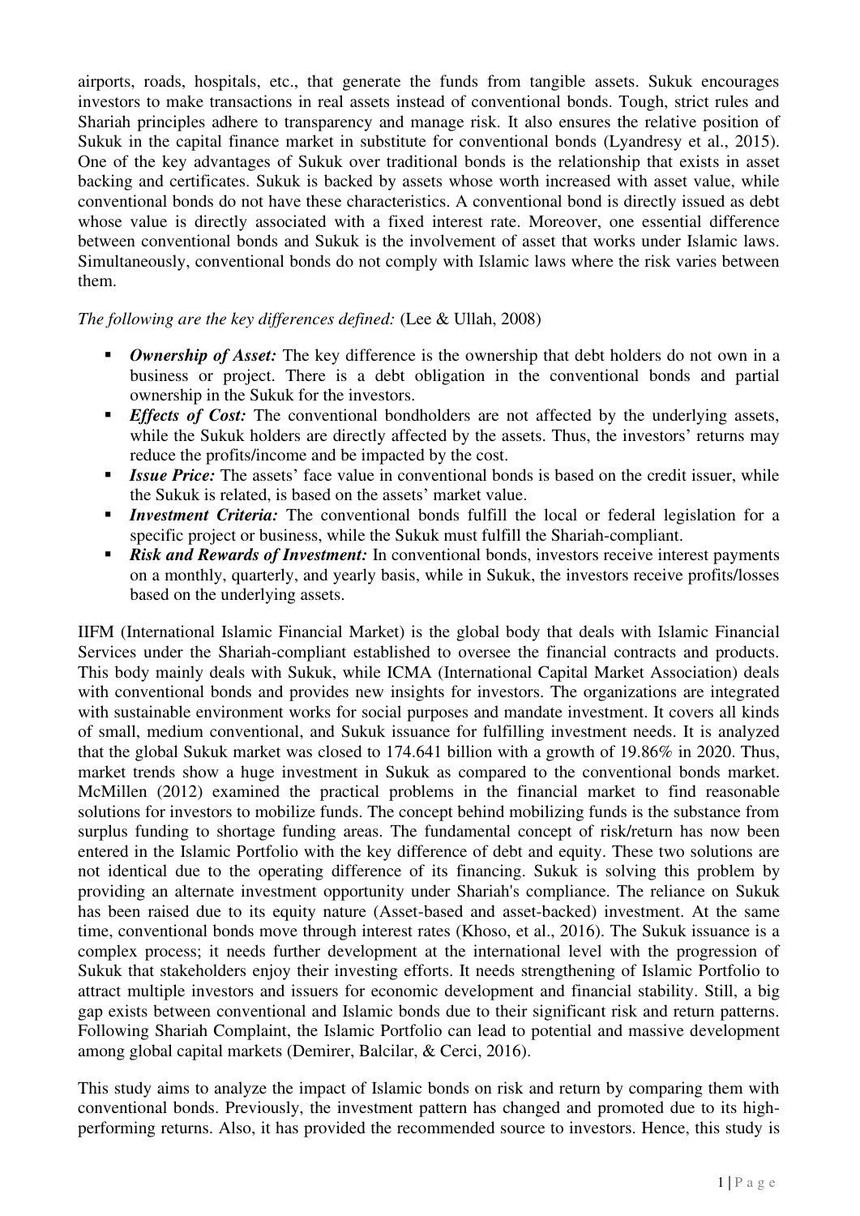airports, roads, hospitals, etc., that generate the funds from tangible assets. Sukuk encourages investors to make transactions in real assets instead of conventional bonds. Tough, strict rules and Shariah principles adhere to transparency and manage risk. It also ensures the relative position of Sukuk in the capital finance market in substitute for conventional bonds (Lyandresy et al., 2015). One of the key advantages of Sukuk over traditional bonds is the relationship that exists in asset backing and certificates. Sukuk is backed by assets whose worth increased with asset value, while conventional bonds do not have these characteristics. A conventional bond is directly issued as debt whose value is directly associated with a fixed interest rate. Moreover, one essential difference between conventional bonds and Sukuk is the involvement of asset that works under Islamic laws. Simultaneously, conventional bonds do not comply with Islamic laws where the risk varies between them.

*The following are the key differences defined:* (Lee & Ullah, 2008)

- ***Ownership of Asset:*** The key difference is the ownership that debt holders do not own in a business or project. There is a debt obligation in the conventional bonds and partial ownership in the Sukuk for the investors.
- ***Effects of Cost:*** The conventional bondholders are not affected by the underlying assets, while the Sukuk holders are directly affected by the assets. Thus, the investors' returns may reduce the profits/income and be impacted by the cost.
- ***Issue Price:*** The assets' face value in conventional bonds is based on the credit issuer, while the Sukuk is related, is based on the assets' market value.
- ***Investment Criteria:*** The conventional bonds fulfill the local or federal legislation for a specific project or business, while the Sukuk must fulfill the Shariah-compliant.
- ***Risk and Rewards of Investment:*** In conventional bonds, investors receive interest payments on a monthly, quarterly, and yearly basis, while in Sukuk, the investors receive profits/losses based on the underlying assets.

IIFM (International Islamic Financial Market) is the global body that deals with Islamic Financial Services under the Shariah-compliant established to oversee the financial contracts and products. This body mainly deals with Sukuk, while ICMA (International Capital Market Association) deals with conventional bonds and provides new insights for investors. The organizations are integrated with sustainable environment works for social purposes and mandate investment. It covers all kinds of small, medium conventional, and Sukuk issuance for fulfilling investment needs. It is analyzed that the global Sukuk market was closed to 174.641 billion with a growth of 19.86% in 2020. Thus, market trends show a huge investment in Sukuk as compared to the conventional bonds market. McMillen (2012) examined the practical problems in the financial market to find reasonable solutions for investors to mobilize funds. The concept behind mobilizing funds is the substance from surplus funding to shortage funding areas. The fundamental concept of risk/return has now been entered in the Islamic Portfolio with the key difference of debt and equity. These two solutions are not identical due to the operating difference of its financing. Sukuk is solving this problem by providing an alternate investment opportunity under Shariah's compliance. The reliance on Sukuk has been raised due to its equity nature (Asset-based and asset-backed) investment. At the same time, conventional bonds move through interest rates (Khoso, et al., 2016). The Sukuk issuance is a complex process; it needs further development at the international level with the progression of Sukuk that stakeholders enjoy their investing efforts. It needs strengthening of Islamic Portfolio to attract multiple investors and issuers for economic development and financial stability. Still, a big gap exists between conventional and Islamic bonds due to their significant risk and return patterns. Following Shariah Complaint, the Islamic Portfolio can lead to potential and massive development among global capital markets (Demirer, Balcilar, & Cerci, 2016).

This study aims to analyze the impact of Islamic bonds on risk and return by comparing them with conventional bonds. Previously, the investment pattern has changed and promoted due to its high-performing returns. Also, it has provided the recommended source to investors. Hence, this study is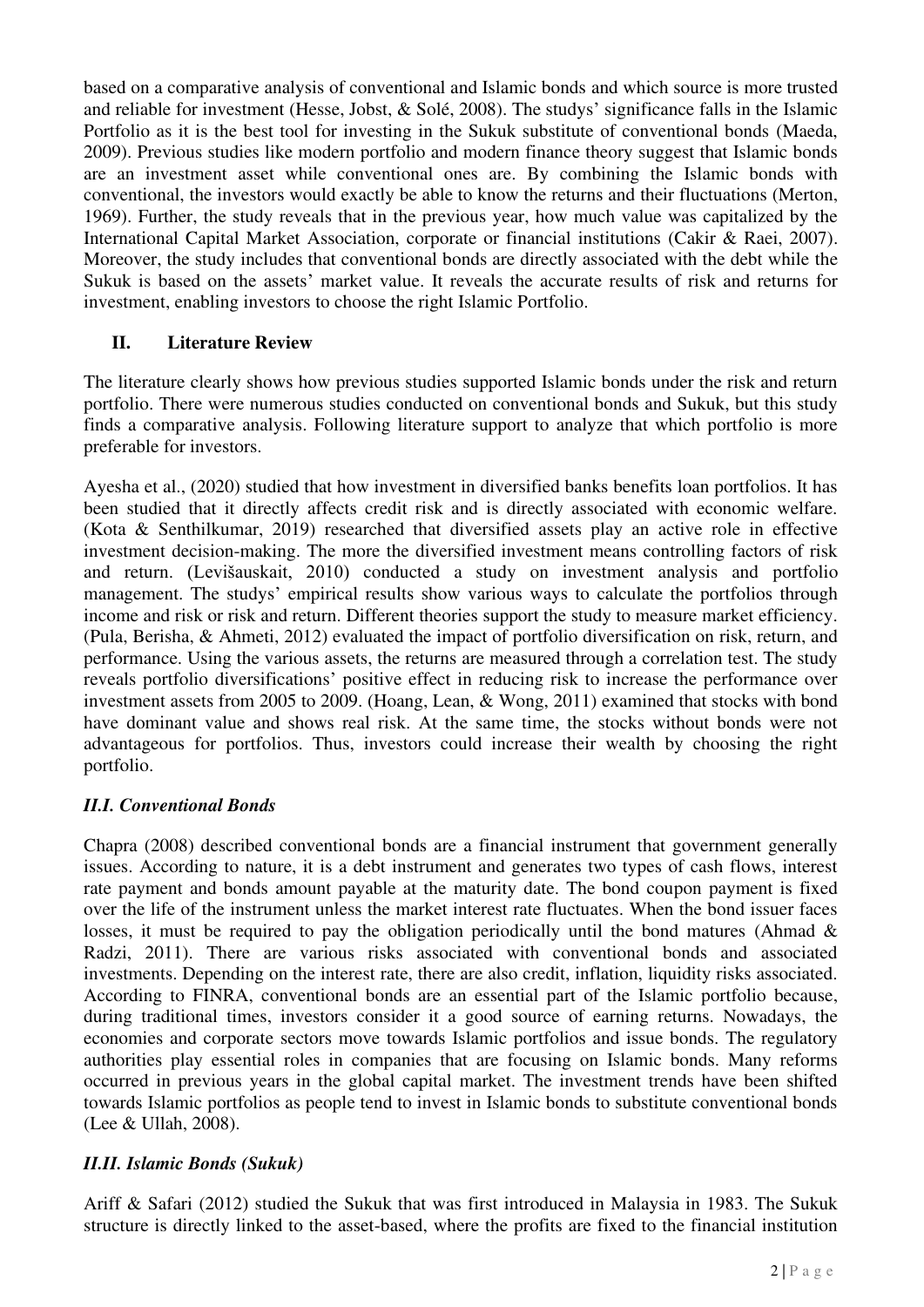based on a comparative analysis of conventional and Islamic bonds and which source is more trusted and reliable for investment (Hesse, Jobst, & Solé, 2008). The studys' significance falls in the Islamic Portfolio as it is the best tool for investing in the Sukuk substitute of conventional bonds (Maeda, 2009). Previous studies like modern portfolio and modern finance theory suggest that Islamic bonds are an investment asset while conventional ones are. By combining the Islamic bonds with conventional, the investors would exactly be able to know the returns and their fluctuations (Merton, 1969). Further, the study reveals that in the previous year, how much value was capitalized by the International Capital Market Association, corporate or financial institutions (Cakir & Raei, 2007). Moreover, the study includes that conventional bonds are directly associated with the debt while the Sukuk is based on the assets' market value. It reveals the accurate results of risk and returns for investment, enabling investors to choose the right Islamic Portfolio.

## II. Literature Review

The literature clearly shows how previous studies supported Islamic bonds under the risk and return portfolio. There were numerous studies conducted on conventional bonds and Sukuk, but this study finds a comparative analysis. Following literature support to analyze that which portfolio is more preferable for investors.

Ayesha et al., (2020) studied that how investment in diversified banks benefits loan portfolios. It has been studied that it directly affects credit risk and is directly associated with economic welfare. (Kota & Senthilkumar, 2019) researched that diversified assets play an active role in effective investment decision-making. The more the diversified investment means controlling factors of risk and return. (Levišauskait, 2010) conducted a study on investment analysis and portfolio management. The studys' empirical results show various ways to calculate the portfolios through income and risk or risk and return. Different theories support the study to measure market efficiency. (Pula, Berisha, & Ahmeti, 2012) evaluated the impact of portfolio diversification on risk, return, and performance. Using the various assets, the returns are measured through a correlation test. The study reveals portfolio diversifications' positive effect in reducing risk to increase the performance over investment assets from 2005 to 2009. (Hoang, Lean, & Wong, 2011) examined that stocks with bond have dominant value and shows real risk. At the same time, the stocks without bonds were not advantageous for portfolios. Thus, investors could increase their wealth by choosing the right portfolio.

### *II.I. Conventional Bonds*

Chapra (2008) described conventional bonds are a financial instrument that government generally issues. According to nature, it is a debt instrument and generates two types of cash flows, interest rate payment and bonds amount payable at the maturity date. The bond coupon payment is fixed over the life of the instrument unless the market interest rate fluctuates. When the bond issuer faces losses, it must be required to pay the obligation periodically until the bond matures (Ahmad & Radzi, 2011). There are various risks associated with conventional bonds and associated investments. Depending on the interest rate, there are also credit, inflation, liquidity risks associated. According to FINRA, conventional bonds are an essential part of the Islamic portfolio because, during traditional times, investors consider it a good source of earning returns. Nowadays, the economies and corporate sectors move towards Islamic portfolios and issue bonds. The regulatory authorities play essential roles in companies that are focusing on Islamic bonds. Many reforms occurred in previous years in the global capital market. The investment trends have been shifted towards Islamic portfolios as people tend to invest in Islamic bonds to substitute conventional bonds (Lee & Ullah, 2008).

### *II.II. Islamic Bonds (Sukuk)*

Ariff & Safari (2012) studied the Sukuk that was first introduced in Malaysia in 1983. The Sukuk structure is directly linked to the asset-based, where the profits are fixed to the financial institution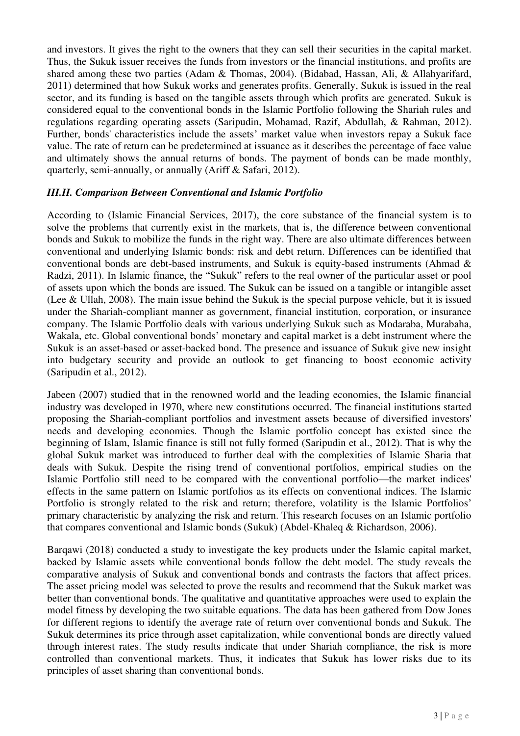and investors. It gives the right to the owners that they can sell their securities in the capital market. Thus, the Sukuk issuer receives the funds from investors or the financial institutions, and profits are shared among these two parties (Adam & Thomas, 2004). (Bidabad, Hassan, Ali, & Allahyarifard, 2011) determined that how Sukuk works and generates profits. Generally, Sukuk is issued in the real sector, and its funding is based on the tangible assets through which profits are generated. Sukuk is considered equal to the conventional bonds in the Islamic Portfolio following the Shariah rules and regulations regarding operating assets (Saripudin, Mohamad, Razif, Abdullah, & Rahman, 2012). Further, bonds' characteristics include the assets' market value when investors repay a Sukuk face value. The rate of return can be predetermined at issuance as it describes the percentage of face value and ultimately shows the annual returns of bonds. The payment of bonds can be made monthly, quarterly, semi-annually, or annually (Ariff & Safari, 2012).

### *III.II. Comparison Between Conventional and Islamic Portfolio*

According to (Islamic Financial Services, 2017), the core substance of the financial system is to solve the problems that currently exist in the markets, that is, the difference between conventional bonds and Sukuk to mobilize the funds in the right way. There are also ultimate differences between conventional and underlying Islamic bonds: risk and debt return. Differences can be identified that conventional bonds are debt-based instruments, and Sukuk is equity-based instruments (Ahmad & Radzi, 2011). In Islamic finance, the "Sukuk" refers to the real owner of the particular asset or pool of assets upon which the bonds are issued. The Sukuk can be issued on a tangible or intangible asset (Lee & Ullah, 2008). The main issue behind the Sukuk is the special purpose vehicle, but it is issued under the Shariah-compliant manner as government, financial institution, corporation, or insurance company. The Islamic Portfolio deals with various underlying Sukuk such as Modaraba, Murabaha, Wakala, etc. Global conventional bonds' monetary and capital market is a debt instrument where the Sukuk is an asset-based or asset-backed bond. The presence and issuance of Sukuk give new insight into budgetary security and provide an outlook to get financing to boost economic activity (Saripudin et al., 2012).

Jabeen (2007) studied that in the renowned world and the leading economies, the Islamic financial industry was developed in 1970, where new constitutions occurred. The financial institutions started proposing the Shariah-compliant portfolios and investment assets because of diversified investors' needs and developing economies. Though the Islamic portfolio concept has existed since the beginning of Islam, Islamic finance is still not fully formed (Saripudin et al., 2012). That is why the global Sukuk market was introduced to further deal with the complexities of Islamic Sharia that deals with Sukuk. Despite the rising trend of conventional portfolios, empirical studies on the Islamic Portfolio still need to be compared with the conventional portfolio—the market indices' effects in the same pattern on Islamic portfolios as its effects on conventional indices. The Islamic Portfolio is strongly related to the risk and return; therefore, volatility is the Islamic Portfolios' primary characteristic by analyzing the risk and return. This research focuses on an Islamic portfolio that compares conventional and Islamic bonds (Sukuk) (Abdel-Khaleq & Richardson, 2006).

Barqawi (2018) conducted a study to investigate the key products under the Islamic capital market, backed by Islamic assets while conventional bonds follow the debt model. The study reveals the comparative analysis of Sukuk and conventional bonds and contrasts the factors that affect prices. The asset pricing model was selected to prove the results and recommend that the Sukuk market was better than conventional bonds. The qualitative and quantitative approaches were used to explain the model fitness by developing the two suitable equations. The data has been gathered from Dow Jones for different regions to identify the average rate of return over conventional bonds and Sukuk. The Sukuk determines its price through asset capitalization, while conventional bonds are directly valued through interest rates. The study results indicate that under Shariah compliance, the risk is more controlled than conventional markets. Thus, it indicates that Sukuk has lower risks due to its principles of asset sharing than conventional bonds.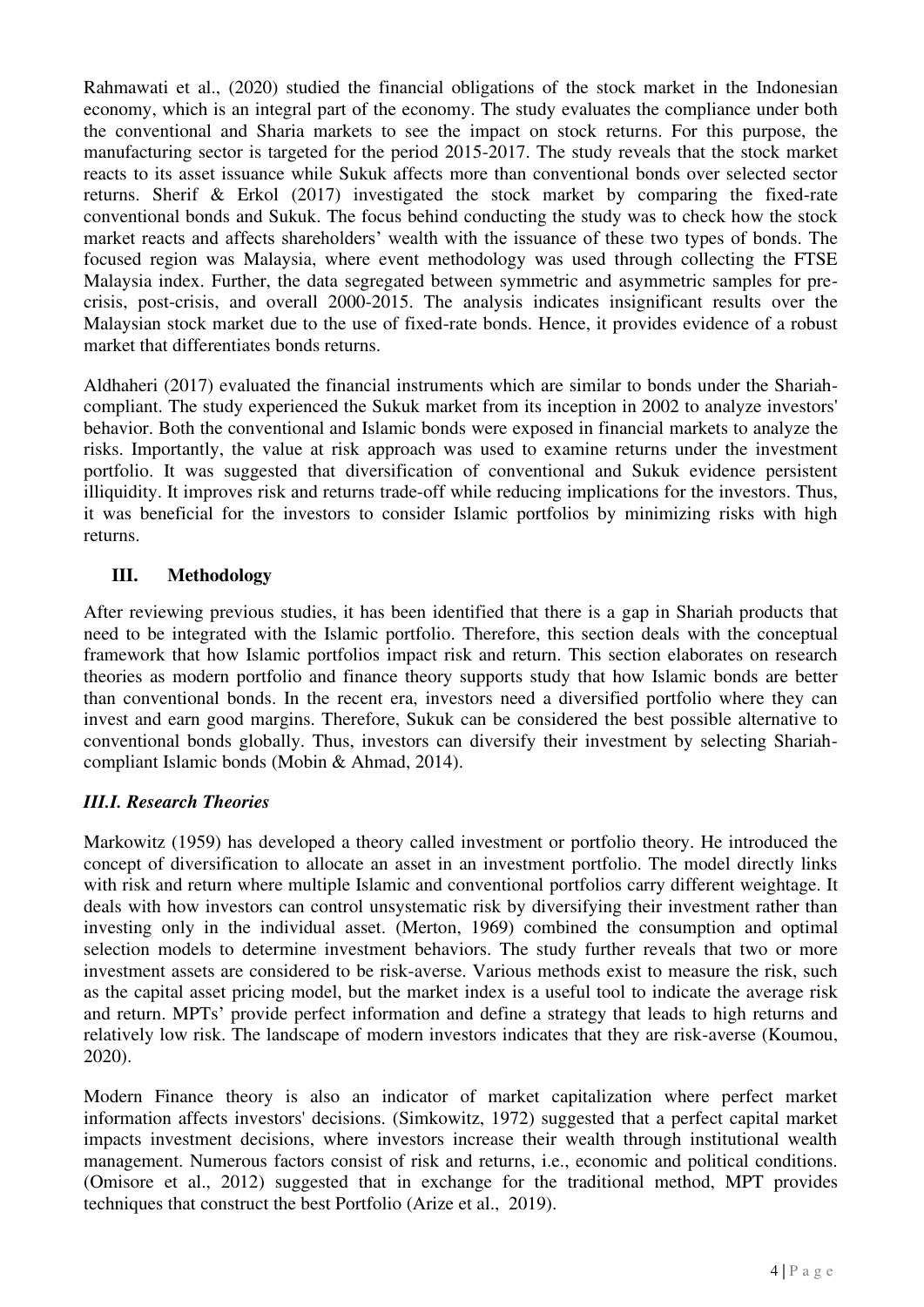Rahmawati et al., (2020) studied the financial obligations of the stock market in the Indonesian economy, which is an integral part of the economy. The study evaluates the compliance under both the conventional and Sharia markets to see the impact on stock returns. For this purpose, the manufacturing sector is targeted for the period 2015-2017. The study reveals that the stock market reacts to its asset issuance while Sukuk affects more than conventional bonds over selected sector returns. Sherif & Erkol (2017) investigated the stock market by comparing the fixed-rate conventional bonds and Sukuk. The focus behind conducting the study was to check how the stock market reacts and affects shareholders' wealth with the issuance of these two types of bonds. The focused region was Malaysia, where event methodology was used through collecting the FTSE Malaysia index. Further, the data segregated between symmetric and asymmetric samples for pre-crisis, post-crisis, and overall 2000-2015. The analysis indicates insignificant results over the Malaysian stock market due to the use of fixed-rate bonds. Hence, it provides evidence of a robust market that differentiates bonds returns.

Aldhaheri (2017) evaluated the financial instruments which are similar to bonds under the Shariah-compliant. The study experienced the Sukuk market from its inception in 2002 to analyze investors' behavior. Both the conventional and Islamic bonds were exposed in financial markets to analyze the risks. Importantly, the value at risk approach was used to examine returns under the investment portfolio. It was suggested that diversification of conventional and Sukuk evidence persistent illiquidity. It improves risk and returns trade-off while reducing implications for the investors. Thus, it was beneficial for the investors to consider Islamic portfolios by minimizing risks with high returns.

## III. Methodology

After reviewing previous studies, it has been identified that there is a gap in Shariah products that need to be integrated with the Islamic portfolio. Therefore, this section deals with the conceptual framework that how Islamic portfolios impact risk and return. This section elaborates on research theories as modern portfolio and finance theory supports study that how Islamic bonds are better than conventional bonds. In the recent era, investors need a diversified portfolio where they can invest and earn good margins. Therefore, Sukuk can be considered the best possible alternative to conventional bonds globally. Thus, investors can diversify their investment by selecting Shariah-compliant Islamic bonds (Mobin & Ahmad, 2014).

### *III.I. Research Theories*

Markowitz (1959) has developed a theory called investment or portfolio theory. He introduced the concept of diversification to allocate an asset in an investment portfolio. The model directly links with risk and return where multiple Islamic and conventional portfolios carry different weightage. It deals with how investors can control unsystematic risk by diversifying their investment rather than investing only in the individual asset. (Merton, 1969) combined the consumption and optimal selection models to determine investment behaviors. The study further reveals that two or more investment assets are considered to be risk-averse. Various methods exist to measure the risk, such as the capital asset pricing model, but the market index is a useful tool to indicate the average risk and return. MPTs' provide perfect information and define a strategy that leads to high returns and relatively low risk. The landscape of modern investors indicates that they are risk-averse (Koumou, 2020).

Modern Finance theory is also an indicator of market capitalization where perfect market information affects investors' decisions. (Simkowitz, 1972) suggested that a perfect capital market impacts investment decisions, where investors increase their wealth through institutional wealth management. Numerous factors consist of risk and returns, i.e., economic and political conditions. (Omisore et al., 2012) suggested that in exchange for the traditional method, MPT provides techniques that construct the best Portfolio (Arize et al., 2019).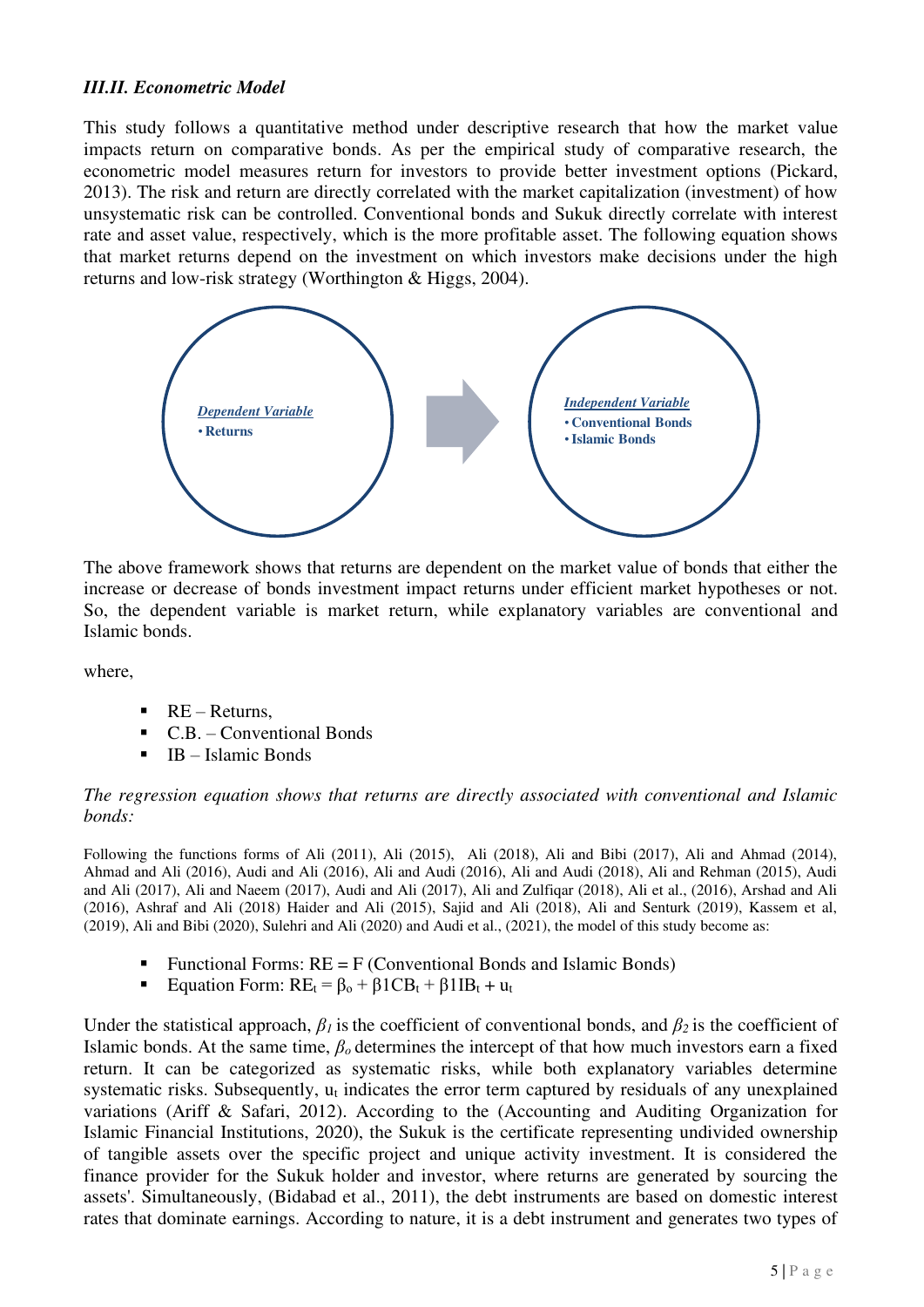### *III.II. Econometric Model*

This study follows a quantitative method under descriptive research that how the market value impacts return on comparative bonds. As per the empirical study of comparative research, the econometric model measures return for investors to provide better investment options (Pickard, 2013). The risk and return are directly correlated with the market capitalization (investment) of how unsystematic risk can be controlled. Conventional bonds and Sukuk directly correlate with interest rate and asset value, respectively, which is the more profitable asset. The following equation shows that market returns depend on the investment on which investors make decisions under the high returns and low-risk strategy (Worthington & Higgs, 2004).

***Dependent Variable***
- **Returns**

→

***Independent Variable***
- **Conventional Bonds**
- **Islamic Bonds**

The above framework shows that returns are dependent on the market value of bonds that either the increase or decrease of bonds investment impact returns under efficient market hypotheses or not. So, the dependent variable is market return, while explanatory variables are conventional and Islamic bonds.

where,

- RE – Returns,
- C.B. – Conventional Bonds
- IB – Islamic Bonds

*The regression equation shows that returns are directly associated with conventional and Islamic bonds:*

Following the functions forms of Ali (2011), Ali (2015), Ali (2018), Ali and Bibi (2017), Ali and Ahmad (2014), Ahmad and Ali (2016), Audi and Ali (2016), Ali and Audi (2016), Ali and Audi (2018), Ali and Rehman (2015), Audi and Ali (2017), Ali and Naeem (2017), Audi and Ali (2017), Ali and Zulfiqar (2018), Ali et al., (2016), Arshad and Ali (2016), Ashraf and Ali (2018) Haider and Ali (2015), Sajid and Ali (2018), Ali and Senturk (2019), Kassem et al, (2019), Ali and Bibi (2020), Sulehri and Ali (2020) and Audi et al., (2021), the model of this study become as:

- Functional Forms: RE = F (Conventional Bonds and Islamic Bonds)
- Equation Form: $RE_t = \beta_o + \beta 1CB_t + \beta 1IB_t + u_t$

Under the statistical approach, $\beta_1$ is the coefficient of conventional bonds, and $\beta_2$ is the coefficient of Islamic bonds. At the same time, $\beta_o$ determines the intercept of that how much investors earn a fixed return. It can be categorized as systematic risks, while both explanatory variables determine systematic risks. Subsequently, $u_t$ indicates the error term captured by residuals of any unexplained variations (Ariff & Safari, 2012). According to the (Accounting and Auditing Organization for Islamic Financial Institutions, 2020), the Sukuk is the certificate representing undivided ownership of tangible assets over the specific project and unique activity investment. It is considered the finance provider for the Sukuk holder and investor, where returns are generated by sourcing the assets'. Simultaneously, (Bidabad et al., 2011), the debt instruments are based on domestic interest rates that dominate earnings. According to nature, it is a debt instrument and generates two types of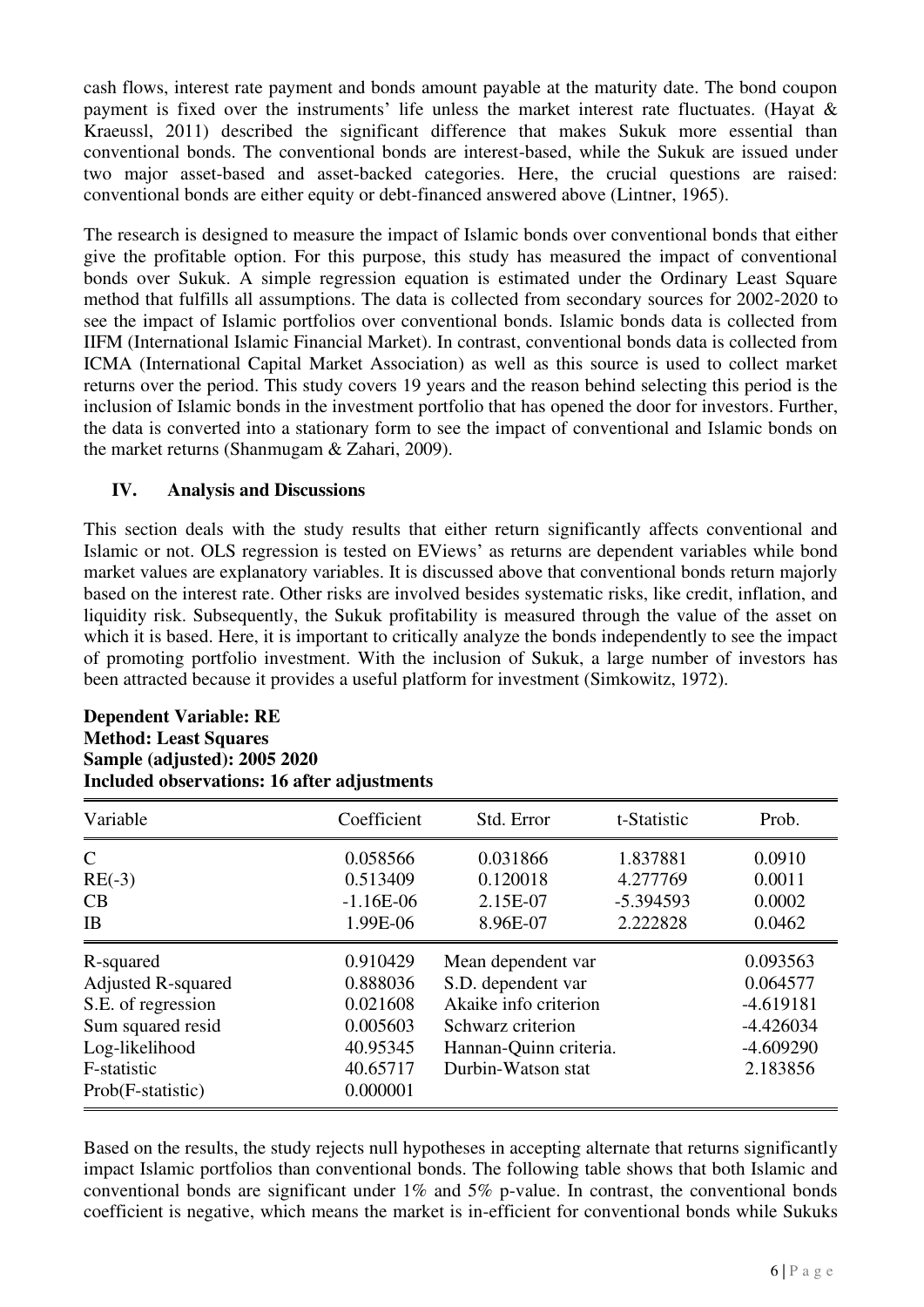cash flows, interest rate payment and bonds amount payable at the maturity date. The bond coupon payment is fixed over the instruments' life unless the market interest rate fluctuates. (Hayat & Kraeussl, 2011) described the significant difference that makes Sukuk more essential than conventional bonds. The conventional bonds are interest-based, while the Sukuk are issued under two major asset-based and asset-backed categories. Here, the crucial questions are raised: conventional bonds are either equity or debt-financed answered above (Lintner, 1965).

The research is designed to measure the impact of Islamic bonds over conventional bonds that either give the profitable option. For this purpose, this study has measured the impact of conventional bonds over Sukuk. A simple regression equation is estimated under the Ordinary Least Square method that fulfills all assumptions. The data is collected from secondary sources for 2002-2020 to see the impact of Islamic portfolios over conventional bonds. Islamic bonds data is collected from IIFM (International Islamic Financial Market). In contrast, conventional bonds data is collected from ICMA (International Capital Market Association) as well as this source is used to collect market returns over the period. This study covers 19 years and the reason behind selecting this period is the inclusion of Islamic bonds in the investment portfolio that has opened the door for investors. Further, the data is converted into a stationary form to see the impact of conventional and Islamic bonds on the market returns (Shanmugam & Zahari, 2009).

## IV. Analysis and Discussions

This section deals with the study results that either return significantly affects conventional and Islamic or not. OLS regression is tested on EViews' as returns are dependent variables while bond market values are explanatory variables. It is discussed above that conventional bonds return majorly based on the interest rate. Other risks are involved besides systematic risks, like credit, inflation, and liquidity risk. Subsequently, the Sukuk profitability is measured through the value of the asset on which it is based. Here, it is important to critically analyze the bonds independently to see the impact of promoting portfolio investment. With the inclusion of Sukuk, a large number of investors has been attracted because it provides a useful platform for investment (Simkowitz, 1972).

**Dependent Variable: RE**
**Method: Least Squares**
**Sample (adjusted): 2005 2020**
**Included observations: 16 after adjustments**

| Variable | Coefficient | Std. Error | t-Statistic | Prob. |
|---|---|---|---|---|
| C | 0.058566 | 0.031866 | 1.837881 | 0.0910 |
| RE(-3) | 0.513409 | 0.120018 | 4.277769 | 0.0011 |
| CB | -1.16E-06 | 2.15E-07 | -5.394593 | 0.0002 |
| IB | 1.99E-06 | 8.96E-07 | 2.222828 | 0.0462 |

| | | | |
|---|---|---|---|
| R-squared | 0.910429 | Mean dependent var | 0.093563 |
| Adjusted R-squared | 0.888036 | S.D. dependent var | 0.064577 |
| S.E. of regression | 0.021608 | Akaike info criterion | -4.619181 |
| Sum squared resid | 0.005603 | Schwarz criterion | -4.426034 |
| Log-likelihood | 40.95345 | Hannan-Quinn criteria. | -4.609290 |
| F-statistic | 40.65717 | Durbin-Watson stat | 2.183856 |
| Prob(F-statistic) | 0.000001 | | |

Based on the results, the study rejects null hypotheses in accepting alternate that returns significantly impact Islamic portfolios than conventional bonds. The following table shows that both Islamic and conventional bonds are significant under 1% and 5% p-value. In contrast, the conventional bonds coefficient is negative, which means the market is in-efficient for conventional bonds while Sukuks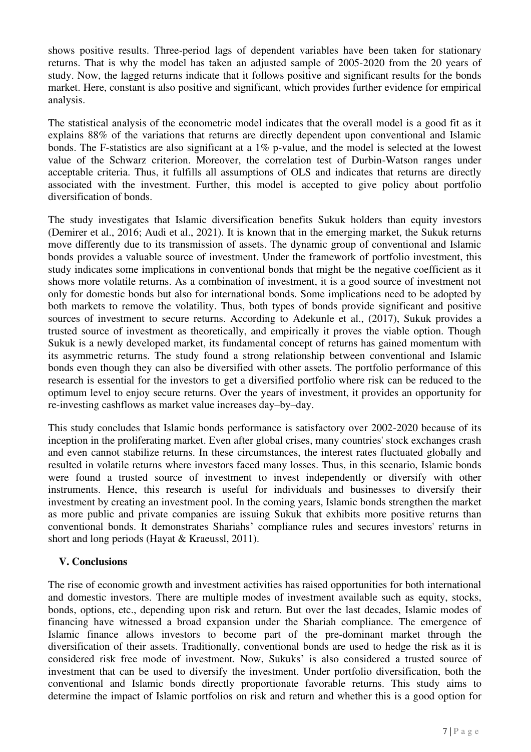shows positive results. Three-period lags of dependent variables have been taken for stationary returns. That is why the model has taken an adjusted sample of 2005-2020 from the 20 years of study. Now, the lagged returns indicate that it follows positive and significant results for the bonds market. Here, constant is also positive and significant, which provides further evidence for empirical analysis.

The statistical analysis of the econometric model indicates that the overall model is a good fit as it explains 88% of the variations that returns are directly dependent upon conventional and Islamic bonds. The F-statistics are also significant at a 1% p-value, and the model is selected at the lowest value of the Schwarz criterion. Moreover, the correlation test of Durbin-Watson ranges under acceptable criteria. Thus, it fulfills all assumptions of OLS and indicates that returns are directly associated with the investment. Further, this model is accepted to give policy about portfolio diversification of bonds.

The study investigates that Islamic diversification benefits Sukuk holders than equity investors (Demirer et al., 2016; Audi et al., 2021). It is known that in the emerging market, the Sukuk returns move differently due to its transmission of assets. The dynamic group of conventional and Islamic bonds provides a valuable source of investment. Under the framework of portfolio investment, this study indicates some implications in conventional bonds that might be the negative coefficient as it shows more volatile returns. As a combination of investment, it is a good source of investment not only for domestic bonds but also for international bonds. Some implications need to be adopted by both markets to remove the volatility. Thus, both types of bonds provide significant and positive sources of investment to secure returns. According to Adekunle et al., (2017), Sukuk provides a trusted source of investment as theoretically, and empirically it proves the viable option. Though Sukuk is a newly developed market, its fundamental concept of returns has gained momentum with its asymmetric returns. The study found a strong relationship between conventional and Islamic bonds even though they can also be diversified with other assets. The portfolio performance of this research is essential for the investors to get a diversified portfolio where risk can be reduced to the optimum level to enjoy secure returns. Over the years of investment, it provides an opportunity for re-investing cashflows as market value increases day–by–day.

This study concludes that Islamic bonds performance is satisfactory over 2002-2020 because of its inception in the proliferating market. Even after global crises, many countries' stock exchanges crash and even cannot stabilize returns. In these circumstances, the interest rates fluctuated globally and resulted in volatile returns where investors faced many losses. Thus, in this scenario, Islamic bonds were found a trusted source of investment to invest independently or diversify with other instruments. Hence, this research is useful for individuals and businesses to diversify their investment by creating an investment pool. In the coming years, Islamic bonds strengthen the market as more public and private companies are issuing Sukuk that exhibits more positive returns than conventional bonds. It demonstrates Shariahs' compliance rules and secures investors' returns in short and long periods (Hayat & Kraeussl, 2011).

## V. Conclusions

The rise of economic growth and investment activities has raised opportunities for both international and domestic investors. There are multiple modes of investment available such as equity, stocks, bonds, options, etc., depending upon risk and return. But over the last decades, Islamic modes of financing have witnessed a broad expansion under the Shariah compliance. The emergence of Islamic finance allows investors to become part of the pre-dominant market through the diversification of their assets. Traditionally, conventional bonds are used to hedge the risk as it is considered risk free mode of investment. Now, Sukuks' is also considered a trusted source of investment that can be used to diversify the investment. Under portfolio diversification, both the conventional and Islamic bonds directly proportionate favorable returns. This study aims to determine the impact of Islamic portfolios on risk and return and whether this is a good option for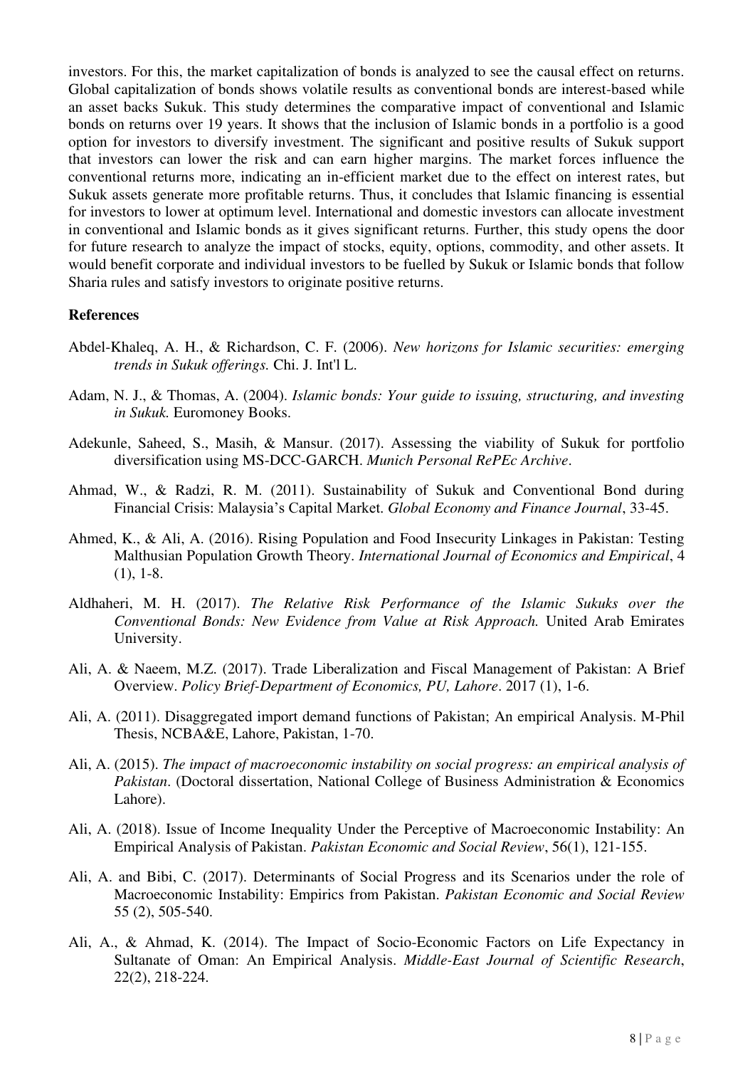investors. For this, the market capitalization of bonds is analyzed to see the causal effect on returns. Global capitalization of bonds shows volatile results as conventional bonds are interest-based while an asset backs Sukuk. This study determines the comparative impact of conventional and Islamic bonds on returns over 19 years. It shows that the inclusion of Islamic bonds in a portfolio is a good option for investors to diversify investment. The significant and positive results of Sukuk support that investors can lower the risk and can earn higher margins. The market forces influence the conventional returns more, indicating an in-efficient market due to the effect on interest rates, but Sukuk assets generate more profitable returns. Thus, it concludes that Islamic financing is essential for investors to lower at optimum level. International and domestic investors can allocate investment in conventional and Islamic bonds as it gives significant returns. Further, this study opens the door for future research to analyze the impact of stocks, equity, options, commodity, and other assets. It would benefit corporate and individual investors to be fuelled by Sukuk or Islamic bonds that follow Sharia rules and satisfy investors to originate positive returns.

**References**

Abdel-Khaleq, A. H., & Richardson, C. F. (2006). *New horizons for Islamic securities: emerging trends in Sukuk offerings.* Chi. J. Int'l L.

Adam, N. J., & Thomas, A. (2004). *Islamic bonds: Your guide to issuing, structuring, and investing in Sukuk.* Euromoney Books.

Adekunle, Saheed, S., Masih, & Mansur. (2017). Assessing the viability of Sukuk for portfolio diversification using MS-DCC-GARCH. *Munich Personal RePEc Archive*.

Ahmad, W., & Radzi, R. M. (2011). Sustainability of Sukuk and Conventional Bond during Financial Crisis: Malaysia's Capital Market. *Global Economy and Finance Journal*, 33-45.

Ahmed, K., & Ali, A. (2016). Rising Population and Food Insecurity Linkages in Pakistan: Testing Malthusian Population Growth Theory. *International Journal of Economics and Empirical*, 4 (1), 1-8.

Aldhaheri, M. H. (2017). *The Relative Risk Performance of the Islamic Sukuks over the Conventional Bonds: New Evidence from Value at Risk Approach.* United Arab Emirates University.

Ali, A. & Naeem, M.Z. (2017). Trade Liberalization and Fiscal Management of Pakistan: A Brief Overview. *Policy Brief-Department of Economics, PU, Lahore*. 2017 (1), 1-6.

Ali, A. (2011). Disaggregated import demand functions of Pakistan; An empirical Analysis. M-Phil Thesis, NCBA&E, Lahore, Pakistan, 1-70.

Ali, A. (2015). *The impact of macroeconomic instability on social progress: an empirical analysis of Pakistan*. (Doctoral dissertation, National College of Business Administration & Economics Lahore).

Ali, A. (2018). Issue of Income Inequality Under the Perceptive of Macroeconomic Instability: An Empirical Analysis of Pakistan. *Pakistan Economic and Social Review*, 56(1), 121-155.

Ali, A. and Bibi, C. (2017). Determinants of Social Progress and its Scenarios under the role of Macroeconomic Instability: Empirics from Pakistan. *Pakistan Economic and Social Review* 55 (2), 505-540.

Ali, A., & Ahmad, K. (2014). The Impact of Socio-Economic Factors on Life Expectancy in Sultanate of Oman: An Empirical Analysis. *Middle-East Journal of Scientific Research*, 22(2), 218-224.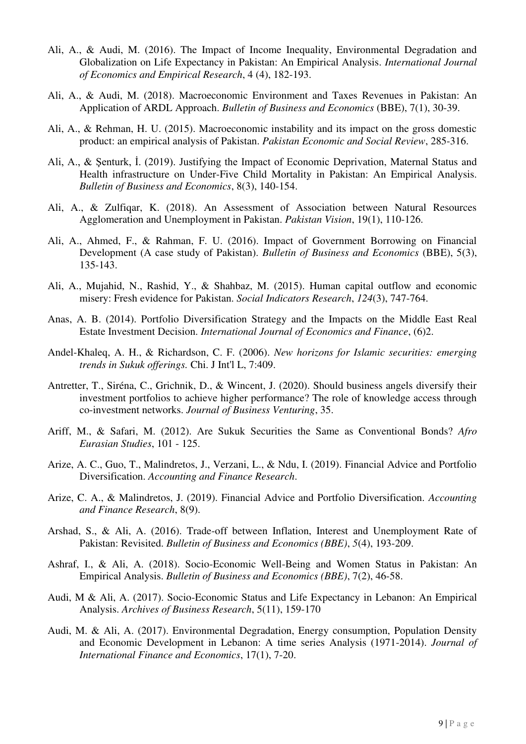Ali, A., & Audi, M. (2016). The Impact of Income Inequality, Environmental Degradation and Globalization on Life Expectancy in Pakistan: An Empirical Analysis. *International Journal of Economics and Empirical Research*, 4 (4), 182-193.

Ali, A., & Audi, M. (2018). Macroeconomic Environment and Taxes Revenues in Pakistan: An Application of ARDL Approach. *Bulletin of Business and Economics* (BBE), 7(1), 30-39.

Ali, A., & Rehman, H. U. (2015). Macroeconomic instability and its impact on the gross domestic product: an empirical analysis of Pakistan. *Pakistan Economic and Social Review*, 285-316.

Ali, A., & Șenturk, İ. (2019). Justifying the Impact of Economic Deprivation, Maternal Status and Health infrastructure on Under-Five Child Mortality in Pakistan: An Empirical Analysis. *Bulletin of Business and Economics*, 8(3), 140-154.

Ali, A., & Zulfiqar, K. (2018). An Assessment of Association between Natural Resources Agglomeration and Unemployment in Pakistan. *Pakistan Vision*, 19(1), 110-126.

Ali, A., Ahmed, F., & Rahman, F. U. (2016). Impact of Government Borrowing on Financial Development (A case study of Pakistan). *Bulletin of Business and Economics* (BBE), 5(3), 135-143.

Ali, A., Mujahid, N., Rashid, Y., & Shahbaz, M. (2015). Human capital outflow and economic misery: Fresh evidence for Pakistan. *Social Indicators Research*, *124*(3), 747-764.

Anas, A. B. (2014). Portfolio Diversification Strategy and the Impacts on the Middle East Real Estate Investment Decision. *International Journal of Economics and Finance*, (6)2.

Andel-Khaleq, A. H., & Richardson, C. F. (2006). *New horizons for Islamic securities: emerging trends in Sukuk offerings.* Chi. J Int'l L, 7:409.

Antretter, T., Siréna, C., Grichnik, D., & Wincent, J. (2020). Should business angels diversify their investment portfolios to achieve higher performance? The role of knowledge access through co-investment networks. *Journal of Business Venturing*, 35.

Ariff, M., & Safari, M. (2012). Are Sukuk Securities the Same as Conventional Bonds? *Afro Eurasian Studies*, 101 - 125.

Arize, A. C., Guo, T., Malindretos, J., Verzani, L., & Ndu, I. (2019). Financial Advice and Portfolio Diversification. *Accounting and Finance Research*.

Arize, C. A., & Malindretos, J. (2019). Financial Advice and Portfolio Diversification. *Accounting and Finance Research*, 8(9).

Arshad, S., & Ali, A. (2016). Trade-off between Inflation, Interest and Unemployment Rate of Pakistan: Revisited. *Bulletin of Business and Economics (BBE)*, *5*(4), 193-209.

Ashraf, I., & Ali, A. (2018). Socio-Economic Well-Being and Women Status in Pakistan: An Empirical Analysis. *Bulletin of Business and Economics (BBE)*, 7(2), 46-58.

Audi, M & Ali, A. (2017). Socio-Economic Status and Life Expectancy in Lebanon: An Empirical Analysis. *Archives of Business Research*, 5(11), 159-170

Audi, M. & Ali, A. (2017). Environmental Degradation, Energy consumption, Population Density and Economic Development in Lebanon: A time series Analysis (1971-2014). *Journal of International Finance and Economics*, 17(1), 7-20.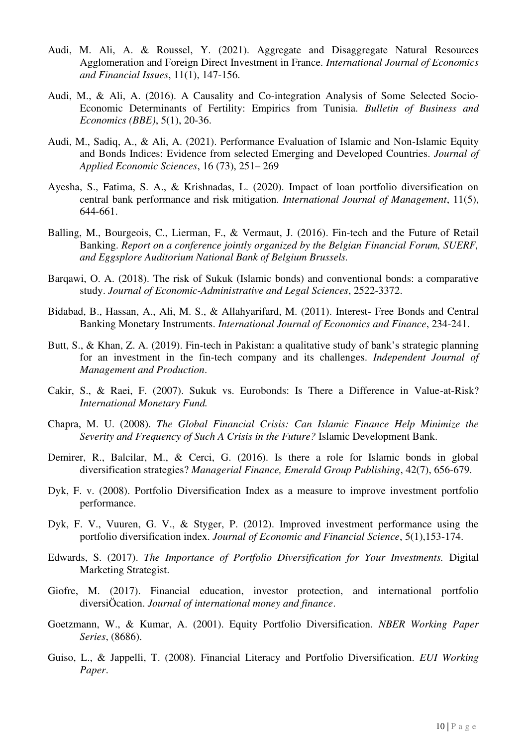Audi, M. Ali, A. & Roussel, Y. (2021). Aggregate and Disaggregate Natural Resources Agglomeration and Foreign Direct Investment in France. *International Journal of Economics and Financial Issues*, 11(1), 147-156.

Audi, M., & Ali, A. (2016). A Causality and Co-integration Analysis of Some Selected Socio-Economic Determinants of Fertility: Empirics from Tunisia. *Bulletin of Business and Economics (BBE)*, 5(1), 20-36.

Audi, M., Sadiq, A., & Ali, A. (2021). Performance Evaluation of Islamic and Non-Islamic Equity and Bonds Indices: Evidence from selected Emerging and Developed Countries. *Journal of Applied Economic Sciences*, 16 (73), 251– 269

Ayesha, S., Fatima, S. A., & Krishnadas, L. (2020). Impact of loan portfolio diversification on central bank performance and risk mitigation. *International Journal of Management*, 11(5), 644-661.

Balling, M., Bourgeois, C., Lierman, F., & Vermaut, J. (2016). Fin-tech and the Future of Retail Banking. *Report on a conference jointly organized by the Belgian Financial Forum, SUERF, and Eggsplore Auditorium National Bank of Belgium Brussels.*

Barqawi, O. A. (2018). The risk of Sukuk (Islamic bonds) and conventional bonds: a comparative study. *Journal of Economic-Administrative and Legal Sciences*, 2522-3372.

Bidabad, B., Hassan, A., Ali, M. S., & Allahyarifard, M. (2011). Interest- Free Bonds and Central Banking Monetary Instruments. *International Journal of Economics and Finance*, 234-241.

Butt, S., & Khan, Z. A. (2019). Fin-tech in Pakistan: a qualitative study of bank's strategic planning for an investment in the fin-tech company and its challenges. *Independent Journal of Management and Production*.

Cakir, S., & Raei, F. (2007). Sukuk vs. Eurobonds: Is There a Difference in Value-at-Risk? *International Monetary Fund.*

Chapra, M. U. (2008). *The Global Financial Crisis: Can Islamic Finance Help Minimize the Severity and Frequency of Such A Crisis in the Future?* Islamic Development Bank.

Demirer, R., Balcilar, M., & Cerci, G. (2016). Is there a role for Islamic bonds in global diversification strategies? *Managerial Finance, Emerald Group Publishing*, 42(7), 656-679.

Dyk, F. v. (2008). Portfolio Diversification Index as a measure to improve investment portfolio performance.

Dyk, F. V., Vuuren, G. V., & Styger, P. (2012). Improved investment performance using the portfolio diversification index. *Journal of Economic and Financial Science*, 5(1),153-174.

Edwards, S. (2017). *The Importance of Portfolio Diversification for Your Investments.* Digital Marketing Strategist.

Giofre, M. (2017). Financial education, investor protection, and international portfolio diversiÖcation. *Journal of international money and finance*.

Goetzmann, W., & Kumar, A. (2001). Equity Portfolio Diversification. *NBER Working Paper Series*, (8686).

Guiso, L., & Jappelli, T. (2008). Financial Literacy and Portfolio Diversification. *EUI Working Paper*.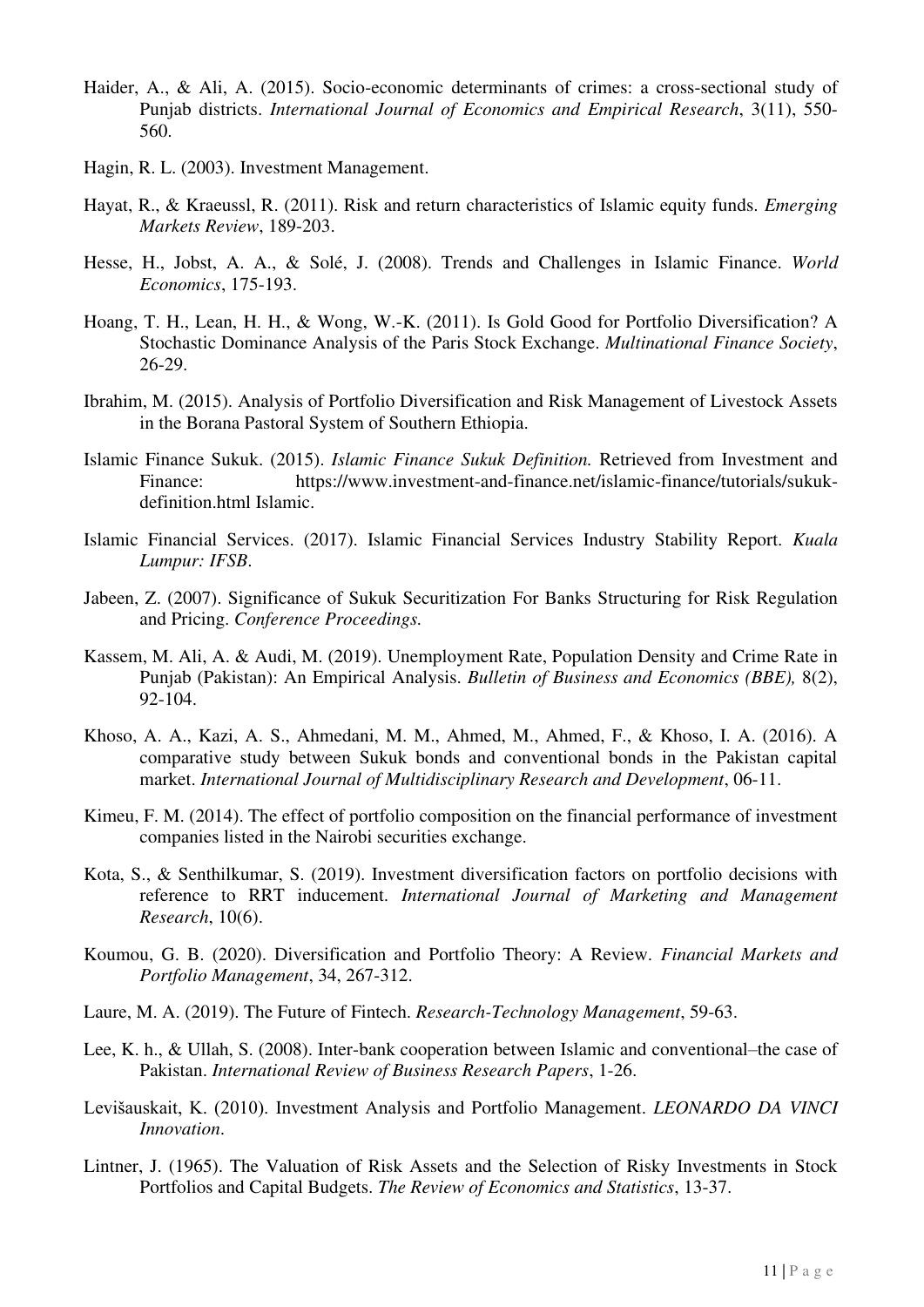Haider, A., & Ali, A. (2015). Socio-economic determinants of crimes: a cross-sectional study of Punjab districts. *International Journal of Economics and Empirical Research*, 3(11), 550-560.

Hagin, R. L. (2003). Investment Management.

Hayat, R., & Kraeussl, R. (2011). Risk and return characteristics of Islamic equity funds. *Emerging Markets Review*, 189-203.

Hesse, H., Jobst, A. A., & Solé, J. (2008). Trends and Challenges in Islamic Finance. *World Economics*, 175-193.

Hoang, T. H., Lean, H. H., & Wong, W.-K. (2011). Is Gold Good for Portfolio Diversification? A Stochastic Dominance Analysis of the Paris Stock Exchange. *Multinational Finance Society*, 26-29.

Ibrahim, M. (2015). Analysis of Portfolio Diversification and Risk Management of Livestock Assets in the Borana Pastoral System of Southern Ethiopia.

Islamic Finance Sukuk. (2015). *Islamic Finance Sukuk Definition.* Retrieved from Investment and Finance: https://www.investment-and-finance.net/islamic-finance/tutorials/sukuk-definition.html Islamic.

Islamic Financial Services. (2017). Islamic Financial Services Industry Stability Report. *Kuala Lumpur: IFSB*.

Jabeen, Z. (2007). Significance of Sukuk Securitization For Banks Structuring for Risk Regulation and Pricing. *Conference Proceedings.*

Kassem, M. Ali, A. & Audi, M. (2019). Unemployment Rate, Population Density and Crime Rate in Punjab (Pakistan): An Empirical Analysis. *Bulletin of Business and Economics (BBE),* 8(2), 92-104.

Khoso, A. A., Kazi, A. S., Ahmedani, M. M., Ahmed, M., Ahmed, F., & Khoso, I. A. (2016). A comparative study between Sukuk bonds and conventional bonds in the Pakistan capital market. *International Journal of Multidisciplinary Research and Development*, 06-11.

Kimeu, F. M. (2014). The effect of portfolio composition on the financial performance of investment companies listed in the Nairobi securities exchange.

Kota, S., & Senthilkumar, S. (2019). Investment diversification factors on portfolio decisions with reference to RRT inducement. *International Journal of Marketing and Management Research*, 10(6).

Koumou, G. B. (2020). Diversification and Portfolio Theory: A Review. *Financial Markets and Portfolio Management*, 34, 267-312.

Laure, M. A. (2019). The Future of Fintech. *Research-Technology Management*, 59-63.

Lee, K. h., & Ullah, S. (2008). Inter-bank cooperation between Islamic and conventional–the case of Pakistan. *International Review of Business Research Papers*, 1-26.

Levišauskait, K. (2010). Investment Analysis and Portfolio Management. *LEONARDO DA VINCI Innovation*.

Lintner, J. (1965). The Valuation of Risk Assets and the Selection of Risky Investments in Stock Portfolios and Capital Budgets. *The Review of Economics and Statistics*, 13-37.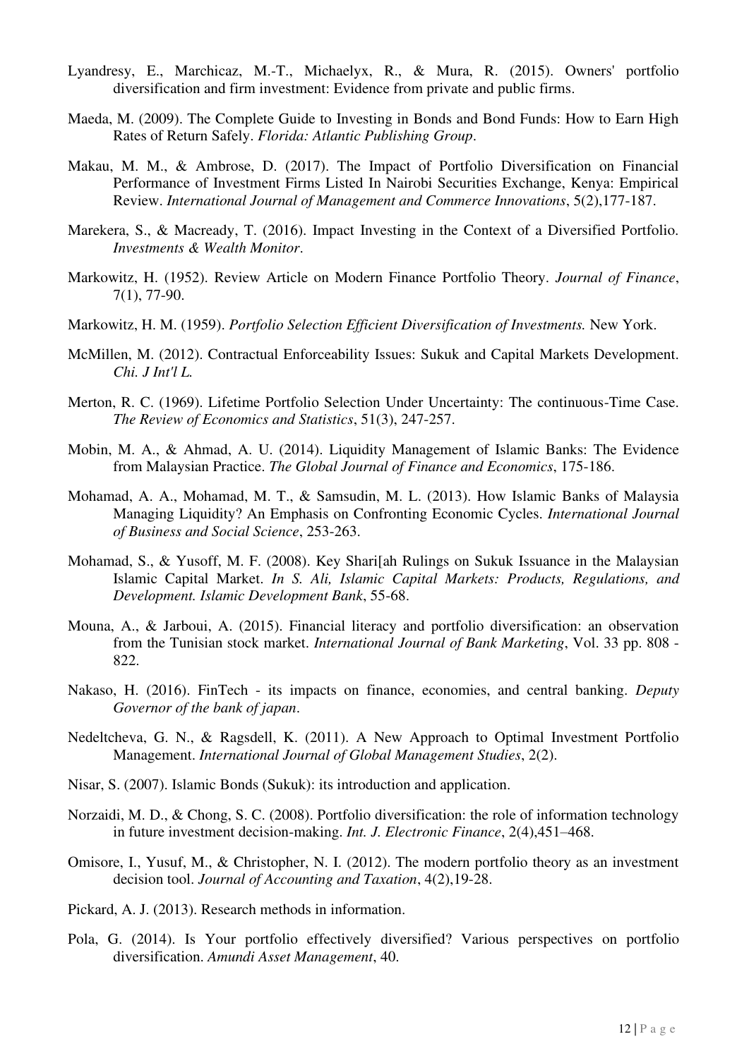Lyandresy, E., Marchicaz, M.-T., Michaelyx, R., & Mura, R. (2015). Owners' portfolio diversification and firm investment: Evidence from private and public firms.

Maeda, M. (2009). The Complete Guide to Investing in Bonds and Bond Funds: How to Earn High Rates of Return Safely. *Florida: Atlantic Publishing Group*.

Makau, M. M., & Ambrose, D. (2017). The Impact of Portfolio Diversification on Financial Performance of Investment Firms Listed In Nairobi Securities Exchange, Kenya: Empirical Review. *International Journal of Management and Commerce Innovations*, 5(2),177-187.

Marekera, S., & Macready, T. (2016). Impact Investing in the Context of a Diversified Portfolio. *Investments & Wealth Monitor*.

Markowitz, H. (1952). Review Article on Modern Finance Portfolio Theory. *Journal of Finance*, 7(1), 77-90.

Markowitz, H. M. (1959). *Portfolio Selection Efficient Diversification of Investments.* New York.

McMillen, M. (2012). Contractual Enforceability Issues: Sukuk and Capital Markets Development. *Chi. J Int'l L.*

Merton, R. C. (1969). Lifetime Portfolio Selection Under Uncertainty: The continuous-Time Case. *The Review of Economics and Statistics*, 51(3), 247-257.

Mobin, M. A., & Ahmad, A. U. (2014). Liquidity Management of Islamic Banks: The Evidence from Malaysian Practice. *The Global Journal of Finance and Economics*, 175-186.

Mohamad, A. A., Mohamad, M. T., & Samsudin, M. L. (2013). How Islamic Banks of Malaysia Managing Liquidity? An Emphasis on Confronting Economic Cycles. *International Journal of Business and Social Science*, 253-263.

Mohamad, S., & Yusoff, M. F. (2008). Key Shari[ah Rulings on Sukuk Issuance in the Malaysian Islamic Capital Market. *In S. Ali, Islamic Capital Markets: Products, Regulations, and Development. Islamic Development Bank*, 55-68.

Mouna, A., & Jarboui, A. (2015). Financial literacy and portfolio diversification: an observation from the Tunisian stock market. *International Journal of Bank Marketing*, Vol. 33 pp. 808 - 822.

Nakaso, H. (2016). FinTech - its impacts on finance, economies, and central banking. *Deputy Governor of the bank of japan*.

Nedeltcheva, G. N., & Ragsdell, K. (2011). A New Approach to Optimal Investment Portfolio Management. *International Journal of Global Management Studies*, 2(2).

Nisar, S. (2007). Islamic Bonds (Sukuk): its introduction and application.

Norzaidi, M. D., & Chong, S. C. (2008). Portfolio diversification: the role of information technology in future investment decision-making. *Int. J. Electronic Finance*, 2(4),451–468.

Omisore, I., Yusuf, M., & Christopher, N. I. (2012). The modern portfolio theory as an investment decision tool. *Journal of Accounting and Taxation*, 4(2),19-28.

Pickard, A. J. (2013). Research methods in information.

Pola, G. (2014). Is Your portfolio effectively diversified? Various perspectives on portfolio diversification. *Amundi Asset Management*, 40.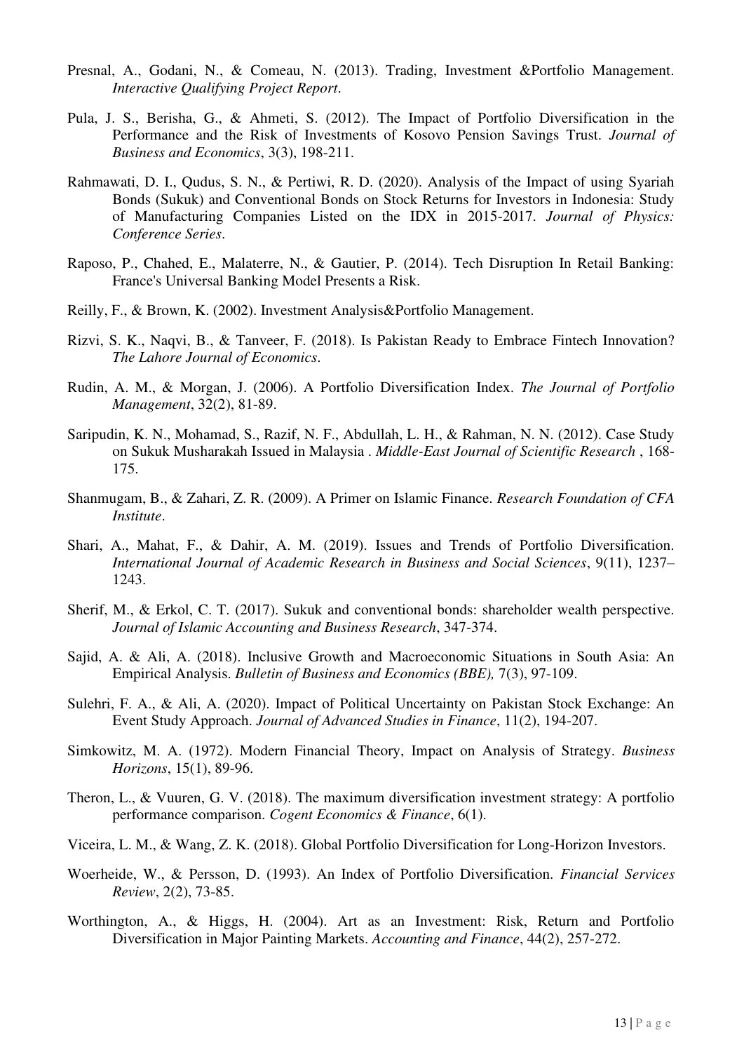Presnal, A., Godani, N., & Comeau, N. (2013). Trading, Investment &Portfolio Management. *Interactive Qualifying Project Report*.

Pula, J. S., Berisha, G., & Ahmeti, S. (2012). The Impact of Portfolio Diversification in the Performance and the Risk of Investments of Kosovo Pension Savings Trust. *Journal of Business and Economics*, 3(3), 198-211.

Rahmawati, D. I., Qudus, S. N., & Pertiwi, R. D. (2020). Analysis of the Impact of using Syariah Bonds (Sukuk) and Conventional Bonds on Stock Returns for Investors in Indonesia: Study of Manufacturing Companies Listed on the IDX in 2015-2017. *Journal of Physics: Conference Series*.

Raposo, P., Chahed, E., Malaterre, N., & Gautier, P. (2014). Tech Disruption In Retail Banking: France's Universal Banking Model Presents a Risk.

Reilly, F., & Brown, K. (2002). Investment Analysis&Portfolio Management.

Rizvi, S. K., Naqvi, B., & Tanveer, F. (2018). Is Pakistan Ready to Embrace Fintech Innovation? *The Lahore Journal of Economics*.

Rudin, A. M., & Morgan, J. (2006). A Portfolio Diversification Index. *The Journal of Portfolio Management*, 32(2), 81-89.

Saripudin, K. N., Mohamad, S., Razif, N. F., Abdullah, L. H., & Rahman, N. N. (2012). Case Study on Sukuk Musharakah Issued in Malaysia . *Middle-East Journal of Scientific Research* , 168-175.

Shanmugam, B., & Zahari, Z. R. (2009). A Primer on Islamic Finance. *Research Foundation of CFA Institute*.

Shari, A., Mahat, F., & Dahir, A. M. (2019). Issues and Trends of Portfolio Diversification. *International Journal of Academic Research in Business and Social Sciences*, 9(11), 1237–1243.

Sherif, M., & Erkol, C. T. (2017). Sukuk and conventional bonds: shareholder wealth perspective. *Journal of Islamic Accounting and Business Research*, 347-374.

Sajid, A. & Ali, A. (2018). Inclusive Growth and Macroeconomic Situations in South Asia: An Empirical Analysis. *Bulletin of Business and Economics (BBE),* 7(3), 97-109.

Sulehri, F. A., & Ali, A. (2020). Impact of Political Uncertainty on Pakistan Stock Exchange: An Event Study Approach. *Journal of Advanced Studies in Finance*, 11(2), 194-207.

Simkowitz, M. A. (1972). Modern Financial Theory, Impact on Analysis of Strategy. *Business Horizons*, 15(1), 89-96.

Theron, L., & Vuuren, G. V. (2018). The maximum diversification investment strategy: A portfolio performance comparison. *Cogent Economics & Finance*, 6(1).

Viceira, L. M., & Wang, Z. K. (2018). Global Portfolio Diversification for Long-Horizon Investors.

Woerheide, W., & Persson, D. (1993). An Index of Portfolio Diversification. *Financial Services Review*, 2(2), 73-85.

Worthington, A., & Higgs, H. (2004). Art as an Investment: Risk, Return and Portfolio Diversification in Major Painting Markets. *Accounting and Finance*, 44(2), 257-272.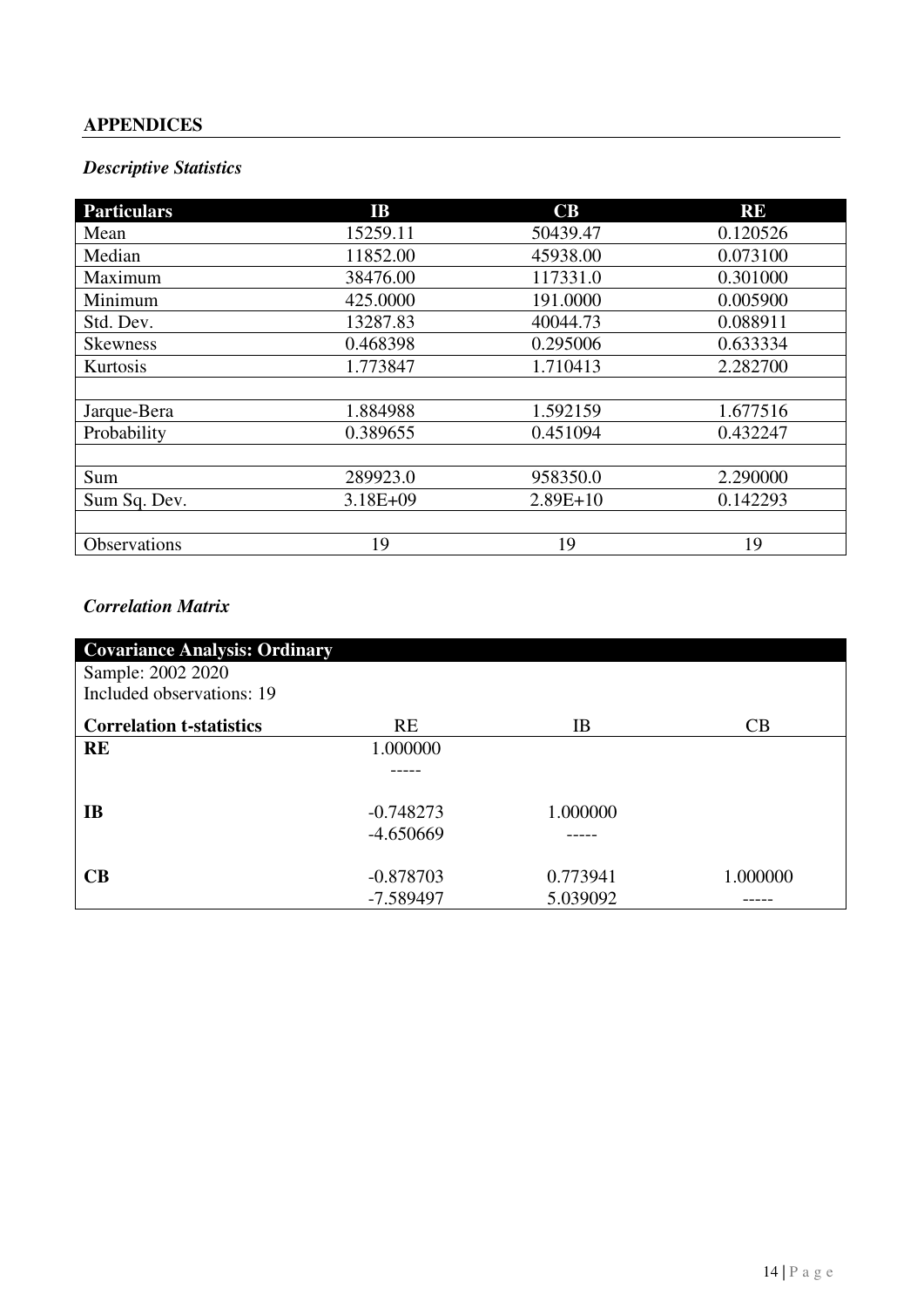## APPENDICES

### *Descriptive Statistics*

| Particulars | IB | CB | RE |
|---|---|---|---|
| Mean | 15259.11 | 50439.47 | 0.120526 |
| Median | 11852.00 | 45938.00 | 0.073100 |
| Maximum | 38476.00 | 117331.0 | 0.301000 |
| Minimum | 425.0000 | 191.0000 | 0.005900 |
| Std. Dev. | 13287.83 | 40044.73 | 0.088911 |
| Skewness | 0.468398 | 0.295006 | 0.633334 |
| Kurtosis | 1.773847 | 1.710413 | 2.282700 |
| | | | |
| Jarque-Bera | 1.884988 | 1.592159 | 1.677516 |
| Probability | 0.389655 | 0.451094 | 0.432247 |
| | | | |
| Sum | 289923.0 | 958350.0 | 2.290000 |
| Sum Sq. Dev. | 3.18E+09 | 2.89E+10 | 0.142293 |
| | | | |
| Observations | 19 | 19 | 19 |

### *Correlation Matrix*

| Covariance Analysis: Ordinary | | | |
|---|---|---|---|
| Sample: 2002 2020 | | | |
| Included observations: 19 | | | |
| **Correlation t-statistics** | RE | IB | CB |
| **RE** | 1.000000 | | |
| | ----- | | |
| **IB** | -0.748273 | 1.000000 | |
| | -4.650669 | ----- | |
| **CB** | -0.878703 | 0.773941 | 1.000000 |
| | -7.589497 | 5.039092 | ----- |